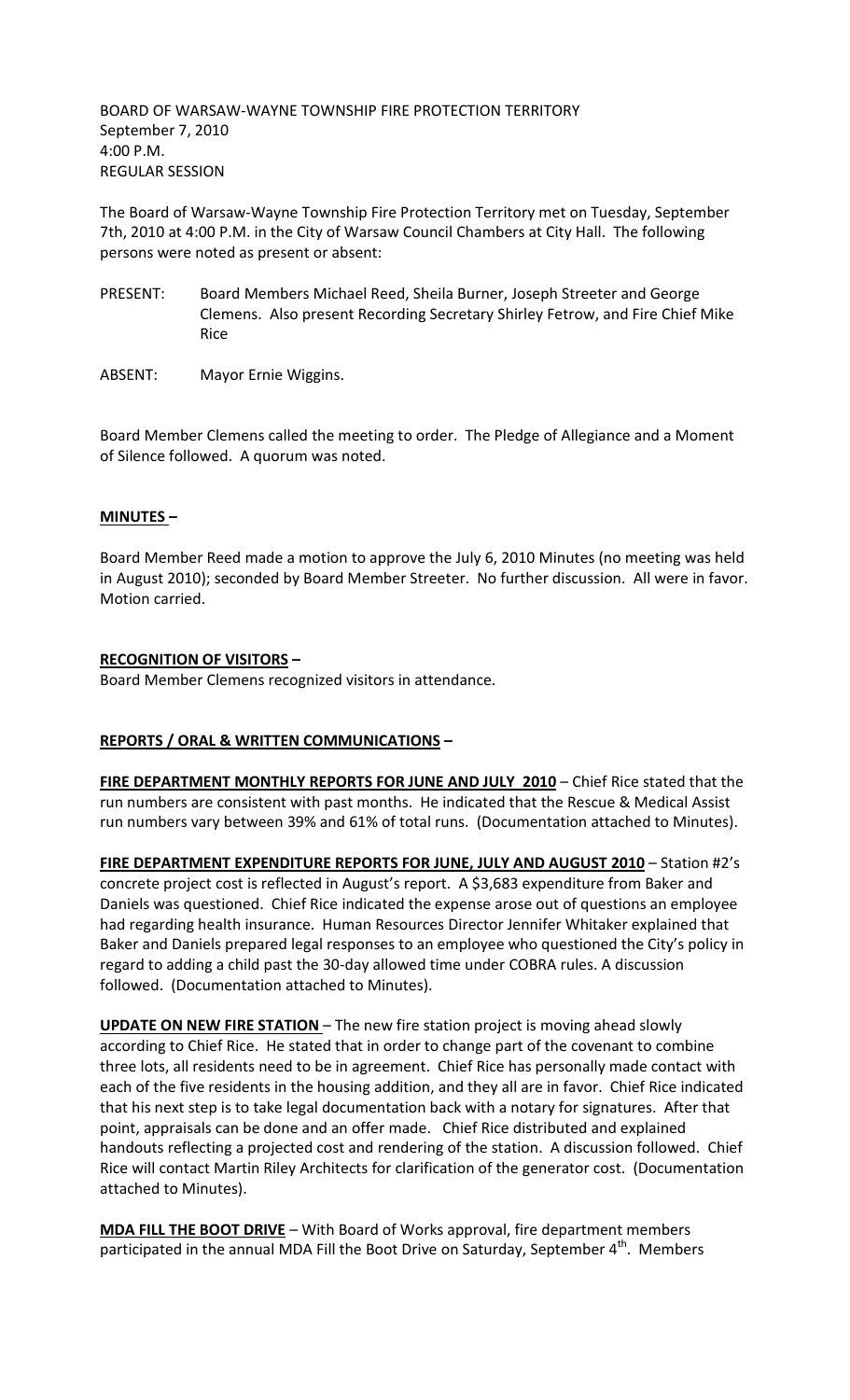BOARD OF WARSAW-WAYNE TOWNSHIP FIRE PROTECTION TERRITORY
September 7, 2010
4:00 P.M.
REGULAR SESSION

The Board of Warsaw-Wayne Township Fire Protection Territory met on Tuesday, September 7th, 2010 at 4:00 P.M. in the City of Warsaw Council Chambers at City Hall. The following persons were noted as present or absent:

PRESENT: Board Members Michael Reed, Sheila Burner, Joseph Streeter and George Clemens. Also present Recording Secretary Shirley Fetrow, and Fire Chief Mike Rice

ABSENT: Mayor Ernie Wiggins.

Board Member Clemens called the meeting to order. The Pledge of Allegiance and a Moment of Silence followed. A quorum was noted.

**MINUTES –**

Board Member Reed made a motion to approve the July 6, 2010 Minutes (no meeting was held in August 2010); seconded by Board Member Streeter. No further discussion. All were in favor. Motion carried.

**RECOGNITION OF VISITORS –**

Board Member Clemens recognized visitors in attendance.

**REPORTS / ORAL & WRITTEN COMMUNICATIONS –**

**FIRE DEPARTMENT MONTHLY REPORTS FOR JUNE AND JULY 2010** – Chief Rice stated that the run numbers are consistent with past months. He indicated that the Rescue & Medical Assist run numbers vary between 39% and 61% of total runs. (Documentation attached to Minutes).

**FIRE DEPARTMENT EXPENDITURE REPORTS FOR JUNE, JULY AND AUGUST 2010** – Station #2's concrete project cost is reflected in August's report. A $3,683 expenditure from Baker and Daniels was questioned. Chief Rice indicated the expense arose out of questions an employee had regarding health insurance. Human Resources Director Jennifer Whitaker explained that Baker and Daniels prepared legal responses to an employee who questioned the City's policy in regard to adding a child past the 30-day allowed time under COBRA rules. A discussion followed. (Documentation attached to Minutes).

**UPDATE ON NEW FIRE STATION** – The new fire station project is moving ahead slowly according to Chief Rice. He stated that in order to change part of the covenant to combine three lots, all residents need to be in agreement. Chief Rice has personally made contact with each of the five residents in the housing addition, and they all are in favor. Chief Rice indicated that his next step is to take legal documentation back with a notary for signatures. After that point, appraisals can be done and an offer made. Chief Rice distributed and explained handouts reflecting a projected cost and rendering of the station. A discussion followed. Chief Rice will contact Martin Riley Architects for clarification of the generator cost. (Documentation attached to Minutes).

**MDA FILL THE BOOT DRIVE** – With Board of Works approval, fire department members participated in the annual MDA Fill the Boot Drive on Saturday, September 4th. Members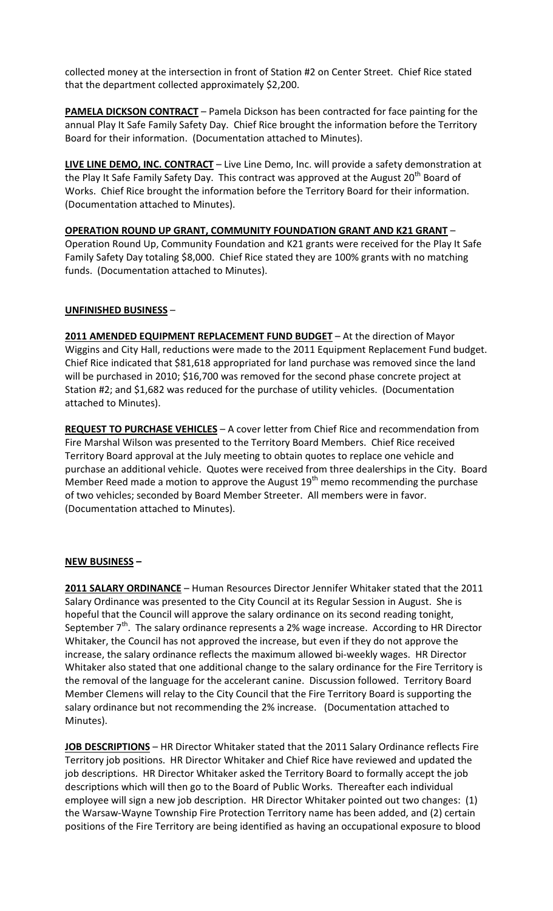collected money at the intersection in front of Station #2 on Center Street. Chief Rice stated that the department collected approximately $2,200.

**PAMELA DICKSON CONTRACT** – Pamela Dickson has been contracted for face painting for the annual Play It Safe Family Safety Day. Chief Rice brought the information before the Territory Board for their information. (Documentation attached to Minutes).

**LIVE LINE DEMO, INC. CONTRACT** – Live Line Demo, Inc. will provide a safety demonstration at the Play It Safe Family Safety Day. This contract was approved at the August 20th Board of Works. Chief Rice brought the information before the Territory Board for their information. (Documentation attached to Minutes).

**OPERATION ROUND UP GRANT, COMMUNITY FOUNDATION GRANT AND K21 GRANT** – Operation Round Up, Community Foundation and K21 grants were received for the Play It Safe Family Safety Day totaling $8,000. Chief Rice stated they are 100% grants with no matching funds. (Documentation attached to Minutes).

**UNFINISHED BUSINESS** –

**2011 AMENDED EQUIPMENT REPLACEMENT FUND BUDGET** – At the direction of Mayor Wiggins and City Hall, reductions were made to the 2011 Equipment Replacement Fund budget. Chief Rice indicated that $81,618 appropriated for land purchase was removed since the land will be purchased in 2010; $16,700 was removed for the second phase concrete project at Station #2; and $1,682 was reduced for the purchase of utility vehicles. (Documentation attached to Minutes).

**REQUEST TO PURCHASE VEHICLES** – A cover letter from Chief Rice and recommendation from Fire Marshal Wilson was presented to the Territory Board Members. Chief Rice received Territory Board approval at the July meeting to obtain quotes to replace one vehicle and purchase an additional vehicle. Quotes were received from three dealerships in the City. Board Member Reed made a motion to approve the August 19th memo recommending the purchase of two vehicles; seconded by Board Member Streeter. All members were in favor. (Documentation attached to Minutes).

**NEW BUSINESS –**

**2011 SALARY ORDINANCE** – Human Resources Director Jennifer Whitaker stated that the 2011 Salary Ordinance was presented to the City Council at its Regular Session in August. She is hopeful that the Council will approve the salary ordinance on its second reading tonight, September 7th. The salary ordinance represents a 2% wage increase. According to HR Director Whitaker, the Council has not approved the increase, but even if they do not approve the increase, the salary ordinance reflects the maximum allowed bi-weekly wages. HR Director Whitaker also stated that one additional change to the salary ordinance for the Fire Territory is the removal of the language for the accelerant canine. Discussion followed. Territory Board Member Clemens will relay to the City Council that the Fire Territory Board is supporting the salary ordinance but not recommending the 2% increase. (Documentation attached to Minutes).

**JOB DESCRIPTIONS** – HR Director Whitaker stated that the 2011 Salary Ordinance reflects Fire Territory job positions. HR Director Whitaker and Chief Rice have reviewed and updated the job descriptions. HR Director Whitaker asked the Territory Board to formally accept the job descriptions which will then go to the Board of Public Works. Thereafter each individual employee will sign a new job description. HR Director Whitaker pointed out two changes: (1) the Warsaw-Wayne Township Fire Protection Territory name has been added, and (2) certain positions of the Fire Territory are being identified as having an occupational exposure to blood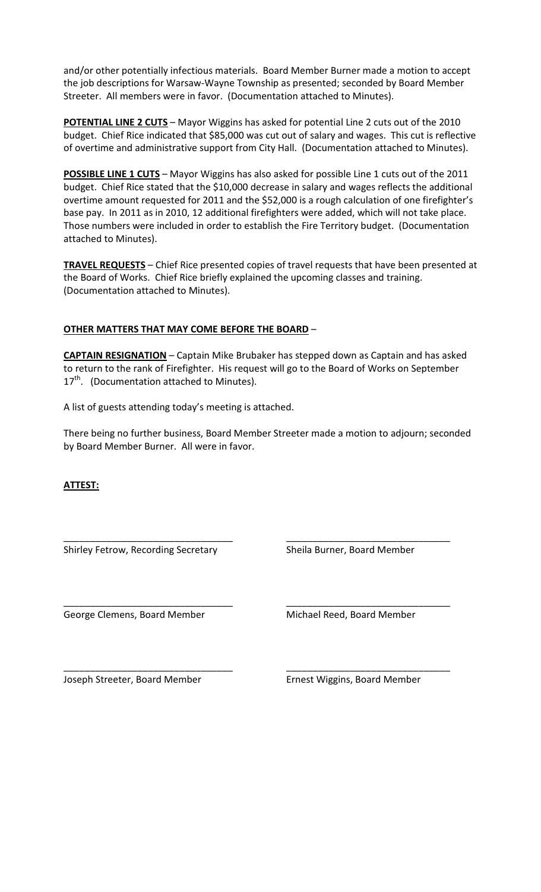and/or other potentially infectious materials. Board Member Burner made a motion to accept the job descriptions for Warsaw-Wayne Township as presented; seconded by Board Member Streeter. All members were in favor. (Documentation attached to Minutes).

**POTENTIAL LINE 2 CUTS** – Mayor Wiggins has asked for potential Line 2 cuts out of the 2010 budget. Chief Rice indicated that $85,000 was cut out of salary and wages. This cut is reflective of overtime and administrative support from City Hall. (Documentation attached to Minutes).

**POSSIBLE LINE 1 CUTS** – Mayor Wiggins has also asked for possible Line 1 cuts out of the 2011 budget. Chief Rice stated that the $10,000 decrease in salary and wages reflects the additional overtime amount requested for 2011 and the $52,000 is a rough calculation of one firefighter's base pay. In 2011 as in 2010, 12 additional firefighters were added, which will not take place. Those numbers were included in order to establish the Fire Territory budget. (Documentation attached to Minutes).

**TRAVEL REQUESTS** – Chief Rice presented copies of travel requests that have been presented at the Board of Works. Chief Rice briefly explained the upcoming classes and training. (Documentation attached to Minutes).

**OTHER MATTERS THAT MAY COME BEFORE THE BOARD** –

**CAPTAIN RESIGNATION** – Captain Mike Brubaker has stepped down as Captain and has asked to return to the rank of Firefighter. His request will go to the Board of Works on September 17th. (Documentation attached to Minutes).

A list of guests attending today's meeting is attached.

There being no further business, Board Member Streeter made a motion to adjourn; seconded by Board Member Burner. All were in favor.

**ATTEST:**

\_\_\_\_\_\_\_\_\_\_\_\_\_\_\_\_\_\_\_\_\_\_\_\_\_\_\_\_\_\_\_\_
Shirley Fetrow, Recording Secretary

\_\_\_\_\_\_\_\_\_\_\_\_\_\_\_\_\_\_\_\_\_\_\_\_\_\_\_\_\_\_\_\_
Sheila Burner, Board Member

\_\_\_\_\_\_\_\_\_\_\_\_\_\_\_\_\_\_\_\_\_\_\_\_\_\_\_\_\_\_\_\_
George Clemens, Board Member

\_\_\_\_\_\_\_\_\_\_\_\_\_\_\_\_\_\_\_\_\_\_\_\_\_\_\_\_\_\_\_\_
Michael Reed, Board Member

\_\_\_\_\_\_\_\_\_\_\_\_\_\_\_\_\_\_\_\_\_\_\_\_\_\_\_\_\_\_\_\_
Joseph Streeter, Board Member

\_\_\_\_\_\_\_\_\_\_\_\_\_\_\_\_\_\_\_\_\_\_\_\_\_\_\_\_\_\_\_\_
Ernest Wiggins, Board Member